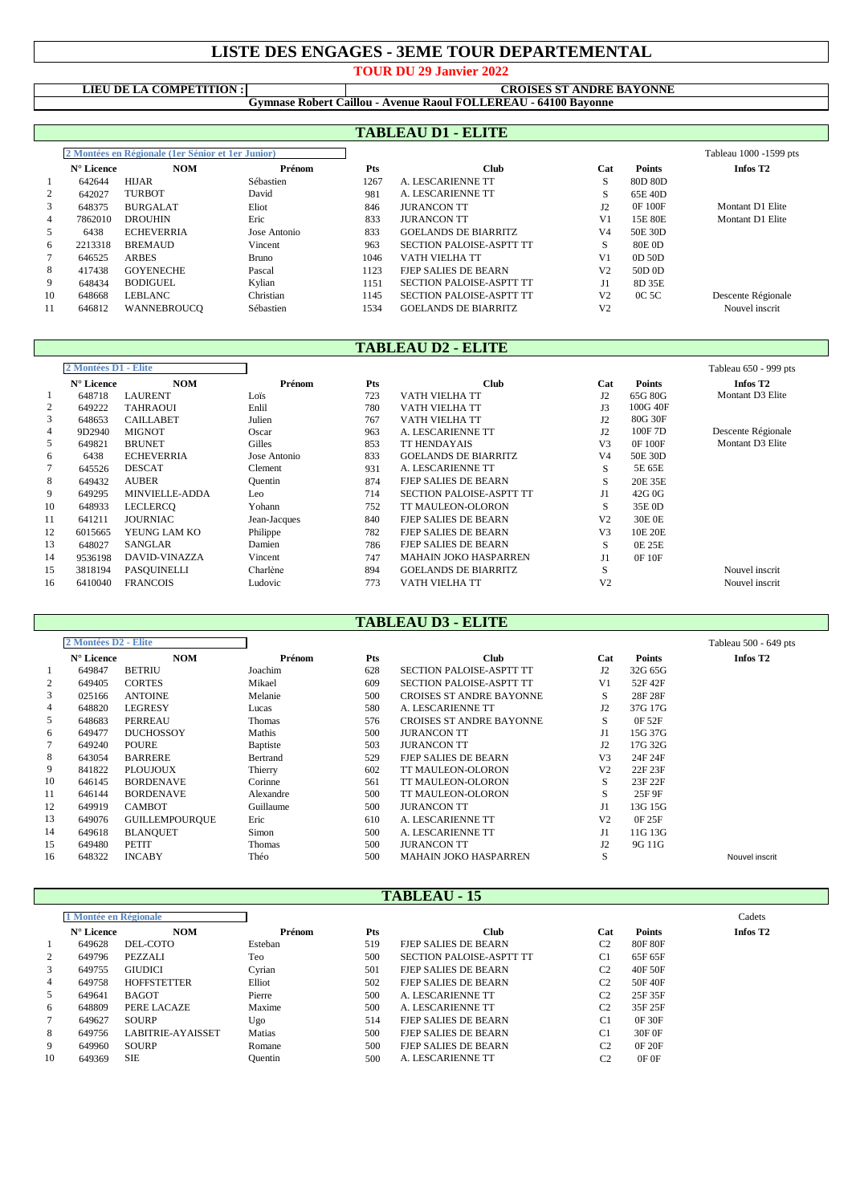# LISTE DES ENGAGES - 3EME TOUR DEPARTEMENTAL

**TOUR DU 29 Janvier 2022**

**LIEU DE LA COMPETITION :** **CROISES ST ANDRE BAYONNE**

**Gymnase Robert Caillou - Avenue Raoul FOLLEREAU - 64100 Bayonne**

## TABLEAU D1 - ELITE

2 Montées en Régionale (1er Sénior et 1er Junior) — Tableau 1000 -1599 pts

| | N° Licence | NOM | Prénom | Pts | Club | Cat | Points | Infos T2 |
|---|---|---|---|---|---|---|---|---|
| 1 | 642644 | HIJAR | Sébastien | 1267 | A. LESCARIENNE TT | S | 80D 80D | |
| 2 | 642027 | TURBOT | David | 981 | A. LESCARIENNE TT | S | 65E 40D | |
| 3 | 648375 | BURGALAT | Eliot | 846 | JURANCON TT | J2 | 0F 100F | Montant D1 Elite |
| 4 | 7862010 | DROUHIN | Eric | 833 | JURANCON TT | V1 | 15E 80E | Montant D1 Elite |
| 5 | 6438 | ECHEVERRIA | Jose Antonio | 833 | GOELANDS DE BIARRITZ | V4 | 50E 30D | |
| 6 | 2213318 | BREMAUD | Vincent | 963 | SECTION PALOISE-ASPTT TT | S | 80E 0D | |
| 7 | 646525 | ARBES | Bruno | 1046 | VATH VIELHA TT | V1 | 0D 50D | |
| 8 | 417438 | GOYENECHE | Pascal | 1123 | FJEP SALIES DE BEARN | V2 | 50D 0D | |
| 9 | 648434 | BODIGUEL | Kylian | 1151 | SECTION PALOISE-ASPTT TT | J1 | 8D 35E | |
| 10 | 648668 | LEBLANC | Christian | 1145 | SECTION PALOISE-ASPTT TT | V2 | 0C 5C | Descente Régionale |
| 11 | 646812 | WANNEBROUCQ | Sébastien | 1534 | GOELANDS DE BIARRITZ | V2 | | Nouvel inscrit |

## TABLEAU D2 - ELITE

2 Montées D1 - Elite — Tableau 650 - 999 pts

| | N° Licence | NOM | Prénom | Pts | Club | Cat | Points | Infos T2 |
|---|---|---|---|---|---|---|---|---|
| 1 | 648718 | LAURENT | Loïs | 723 | VATH VIELHA TT | J2 | 65G 80G | Montant D3 Elite |
| 2 | 649222 | TAHRAOUI | Enlil | 780 | VATH VIELHA TT | J3 | 100G 40F | |
| 3 | 648653 | CAILLABET | Julien | 767 | VATH VIELHA TT | J2 | 80G 30F | |
| 4 | 9D2940 | MIGNOT | Oscar | 963 | A. LESCARIENNE TT | J2 | 100F 7D | Descente Régionale |
| 5 | 649821 | BRUNET | Gilles | 853 | TT HENDAYAIS | V3 | 0F 100F | Montant D3 Elite |
| 6 | 6438 | ECHEVERRIA | Jose Antonio | 833 | GOELANDS DE BIARRITZ | V4 | 50E 30D | |
| 7 | 645526 | DESCAT | Clement | 931 | A. LESCARIENNE TT | S | 5E 65E | |
| 8 | 649432 | AUBER | Quentin | 874 | FJEP SALIES DE BEARN | S | 20E 35E | |
| 9 | 649295 | MINVIELLE-ADDA | Leo | 714 | SECTION PALOISE-ASPTT TT | J1 | 42G 0G | |
| 10 | 648933 | LECLERCQ | Yohann | 752 | TT MAULEON-OLORON | S | 35E 0D | |
| 11 | 641211 | JOURNIAC | Jean-Jacques | 840 | FJEP SALIES DE BEARN | V2 | 30E 0E | |
| 12 | 6015665 | YEUNG LAM KO | Philippe | 782 | FJEP SALIES DE BEARN | V3 | 10E 20E | |
| 13 | 648027 | SANGLAR | Damien | 786 | FJEP SALIES DE BEARN | S | 0E 25E | |
| 14 | 9536198 | DAVID-VINAZZA | Vincent | 747 | MAHAIN JOKO HASPARREN | J1 | 0F 10F | |
| 15 | 3818194 | PASQUINELLI | Charlène | 894 | GOELANDS DE BIARRITZ | S | | Nouvel inscrit |
| 16 | 6410040 | FRANCOIS | Ludovic | 773 | VATH VIELHA TT | V2 | | Nouvel inscrit |

## TABLEAU D3 - ELITE

2 Montées D2 - Elite — Tableau 500 - 649 pts

| | N° Licence | NOM | Prénom | Pts | Club | Cat | Points | Infos T2 |
|---|---|---|---|---|---|---|---|---|
| 1 | 649847 | BETRIU | Joachim | 628 | SECTION PALOISE-ASPTT TT | J2 | 32G 65G | |
| 2 | 649405 | CORTES | Mikael | 609 | SECTION PALOISE-ASPTT TT | V1 | 52F 42F | |
| 3 | 025166 | ANTOINE | Melanie | 500 | CROISES ST ANDRE BAYONNE | S | 28F 28F | |
| 4 | 648820 | LEGRESY | Lucas | 580 | A. LESCARIENNE TT | J2 | 37G 17G | |
| 5 | 648683 | PERREAU | Thomas | 576 | CROISES ST ANDRE BAYONNE | S | 0F 52F | |
| 6 | 649477 | DUCHOSSOY | Mathis | 500 | JURANCON TT | J1 | 15G 37G | |
| 7 | 649240 | POURE | Baptiste | 503 | JURANCON TT | J2 | 17G 32G | |
| 8 | 643054 | BARRERE | Bertrand | 529 | FJEP SALIES DE BEARN | V3 | 24F 24F | |
| 9 | 841822 | PLOUJOUX | Thierry | 602 | TT MAULEON-OLORON | V2 | 22F 23F | |
| 10 | 646145 | BORDENAVE | Corinne | 561 | TT MAULEON-OLORON | S | 23F 22F | |
| 11 | 646144 | BORDENAVE | Alexandre | 500 | TT MAULEON-OLORON | S | 25F 9F | |
| 12 | 649919 | CAMBOT | Guillaume | 500 | JURANCON TT | J1 | 13G 15G | |
| 13 | 649076 | GUILLEMPOURQUE | Eric | 610 | A. LESCARIENNE TT | V2 | 0F 25F | |
| 14 | 649618 | BLANQUET | Simon | 500 | A. LESCARIENNE TT | J1 | 11G 13G | |
| 15 | 649480 | PETIT | Thomas | 500 | JURANCON TT | J2 | 9G 11G | |
| 16 | 648322 | INCABY | Théo | 500 | MAHAIN JOKO HASPARREN | S | | Nouvel inscrit |

## TABLEAU - 15

1 Montée en Régionale — Cadets

| | N° Licence | NOM | Prénom | Pts | Club | Cat | Points | Infos T2 |
|---|---|---|---|---|---|---|---|---|
| 1 | 649628 | DEL-COTO | Esteban | 519 | FJEP SALIES DE BEARN | C2 | 80F 80F | |
| 2 | 649796 | PEZZALI | Teo | 500 | SECTION PALOISE-ASPTT TT | C1 | 65F 65F | |
| 3 | 649755 | GIUDICI | Cyrian | 501 | FJEP SALIES DE BEARN | C2 | 40F 50F | |
| 4 | 649758 | HOFFSTETTER | Elliot | 502 | FJEP SALIES DE BEARN | C2 | 50F 40F | |
| 5 | 649641 | BAGOT | Pierre | 500 | A. LESCARIENNE TT | C2 | 25F 35F | |
| 6 | 648809 | PERE LACAZE | Maxime | 500 | A. LESCARIENNE TT | C2 | 35F 25F | |
| 7 | 649627 | SOURP | Ugo | 514 | FJEP SALIES DE BEARN | C1 | 0F 30F | |
| 8 | 649756 | LABITRIE-AYAISSET | Matias | 500 | FJEP SALIES DE BEARN | C1 | 30F 0F | |
| 9 | 649960 | SOURP | Romane | 500 | FJEP SALIES DE BEARN | C2 | 0F 20F | |
| 10 | 649369 | SIE | Quentin | 500 | A. LESCARIENNE TT | C2 | 0F 0F | |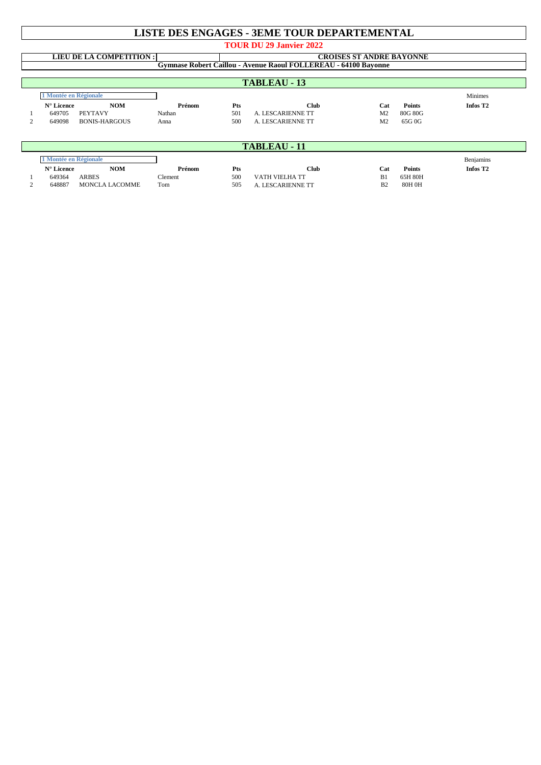# LISTE DES ENGAGES - 3EME TOUR DEPARTEMENTAL

**TOUR DU 29 Janvier 2022**

**LIEU DE LA COMPETITION :** **CROISES ST ANDRE BAYONNE**

**Gymnase Robert Caillou - Avenue Raoul FOLLEREAU - 64100 Bayonne**

## TABLEAU - 13

**1 Montée en Régionale** — Minimes

| | N° Licence | NOM | Prénom | Pts | Club | Cat | Points | Infos T2 |
|---|---|---|---|---|---|---|---|---|
| 1 | 649705 | PEYTAVY | Nathan | 501 | A. LESCARIENNE TT | M2 | 80G 80G | |
| 2 | 649098 | BONIS-HARGOUS | Anna | 500 | A. LESCARIENNE TT | M2 | 65G 0G | |

## TABLEAU - 11

**1 Montée en Régionale** — Benjamins

| | N° Licence | NOM | Prénom | Pts | Club | Cat | Points | Infos T2 |
|---|---|---|---|---|---|---|---|---|
| 1 | 649364 | ARBES | Clement | 500 | VATH VIELHA TT | B1 | 65H 80H | |
| 2 | 648887 | MONCLA LACOMME | Tom | 505 | A. LESCARIENNE TT | B2 | 80H 0H | |